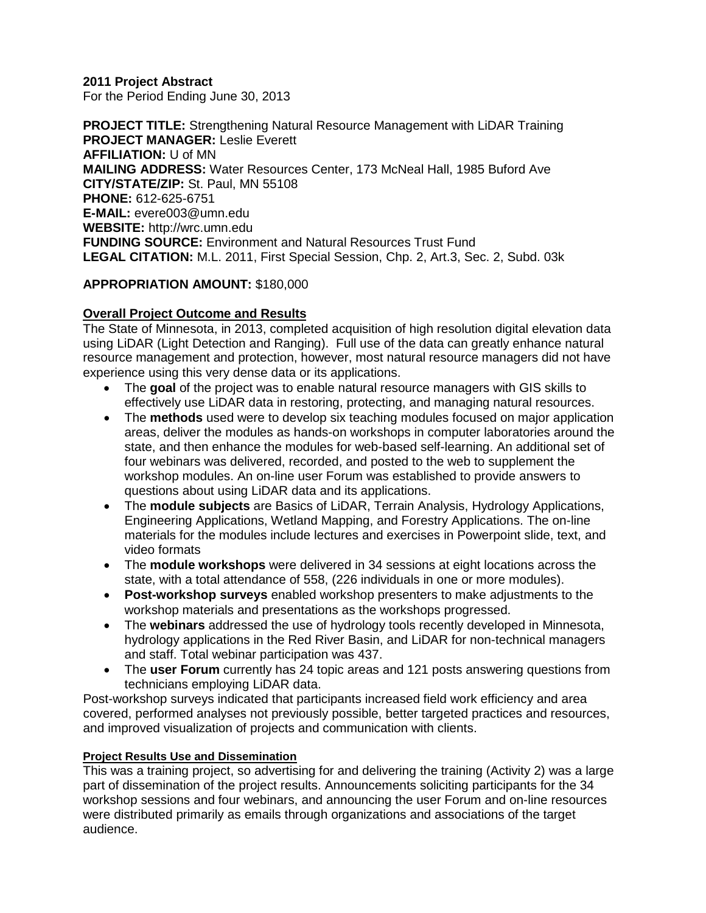**2011 Project Abstract**
For the Period Ending June 30, 2013

**PROJECT TITLE:** Strengthening Natural Resource Management with LiDAR Training
**PROJECT MANAGER:** Leslie Everett
**AFFILIATION:** U of MN
**MAILING ADDRESS:** Water Resources Center, 173 McNeal Hall, 1985 Buford Ave
**CITY/STATE/ZIP:** St. Paul, MN 55108
**PHONE:** 612-625-6751
**E-MAIL:** evere003@umn.edu
**WEBSITE:** http://wrc.umn.edu
**FUNDING SOURCE:** Environment and Natural Resources Trust Fund
**LEGAL CITATION:** M.L. 2011, First Special Session, Chp. 2, Art.3, Sec. 2, Subd. 03k

**APPROPRIATION AMOUNT:** $180,000

## Overall Project Outcome and Results

The State of Minnesota, in 2013, completed acquisition of high resolution digital elevation data using LiDAR (Light Detection and Ranging). Full use of the data can greatly enhance natural resource management and protection, however, most natural resource managers did not have experience using this very dense data or its applications.

- The **goal** of the project was to enable natural resource managers with GIS skills to effectively use LiDAR data in restoring, protecting, and managing natural resources.
- The **methods** used were to develop six teaching modules focused on major application areas, deliver the modules as hands-on workshops in computer laboratories around the state, and then enhance the modules for web-based self-learning. An additional set of four webinars was delivered, recorded, and posted to the web to supplement the workshop modules. An on-line user Forum was established to provide answers to questions about using LiDAR data and its applications.
- The **module subjects** are Basics of LiDAR, Terrain Analysis, Hydrology Applications, Engineering Applications, Wetland Mapping, and Forestry Applications. The on-line materials for the modules include lectures and exercises in Powerpoint slide, text, and video formats
- The **module workshops** were delivered in 34 sessions at eight locations across the state, with a total attendance of 558, (226 individuals in one or more modules).
- **Post-workshop surveys** enabled workshop presenters to make adjustments to the workshop materials and presentations as the workshops progressed.
- The **webinars** addressed the use of hydrology tools recently developed in Minnesota, hydrology applications in the Red River Basin, and LiDAR for non-technical managers and staff. Total webinar participation was 437.
- The **user Forum** currently has 24 topic areas and 121 posts answering questions from technicians employing LiDAR data.

Post-workshop surveys indicated that participants increased field work efficiency and area covered, performed analyses not previously possible, better targeted practices and resources, and improved visualization of projects and communication with clients.

### Project Results Use and Dissemination

This was a training project, so advertising for and delivering the training (Activity 2) was a large part of dissemination of the project results. Announcements soliciting participants for the 34 workshop sessions and four webinars, and announcing the user Forum and on-line resources were distributed primarily as emails through organizations and associations of the target audience.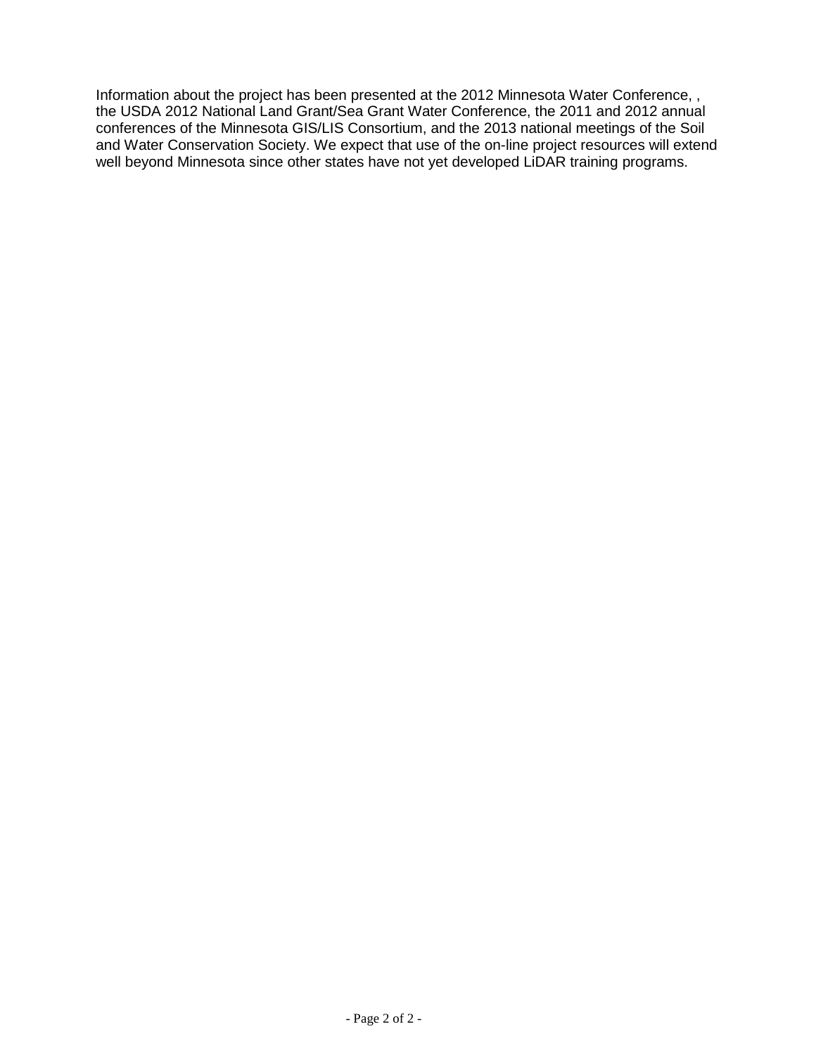Information about the project has been presented at the 2012 Minnesota Water Conference, , the USDA 2012 National Land Grant/Sea Grant Water Conference, the 2011 and 2012 annual conferences of the Minnesota GIS/LIS Consortium, and the 2013 national meetings of the Soil and Water Conservation Society. We expect that use of the on-line project resources will extend well beyond Minnesota since other states have not yet developed LiDAR training programs.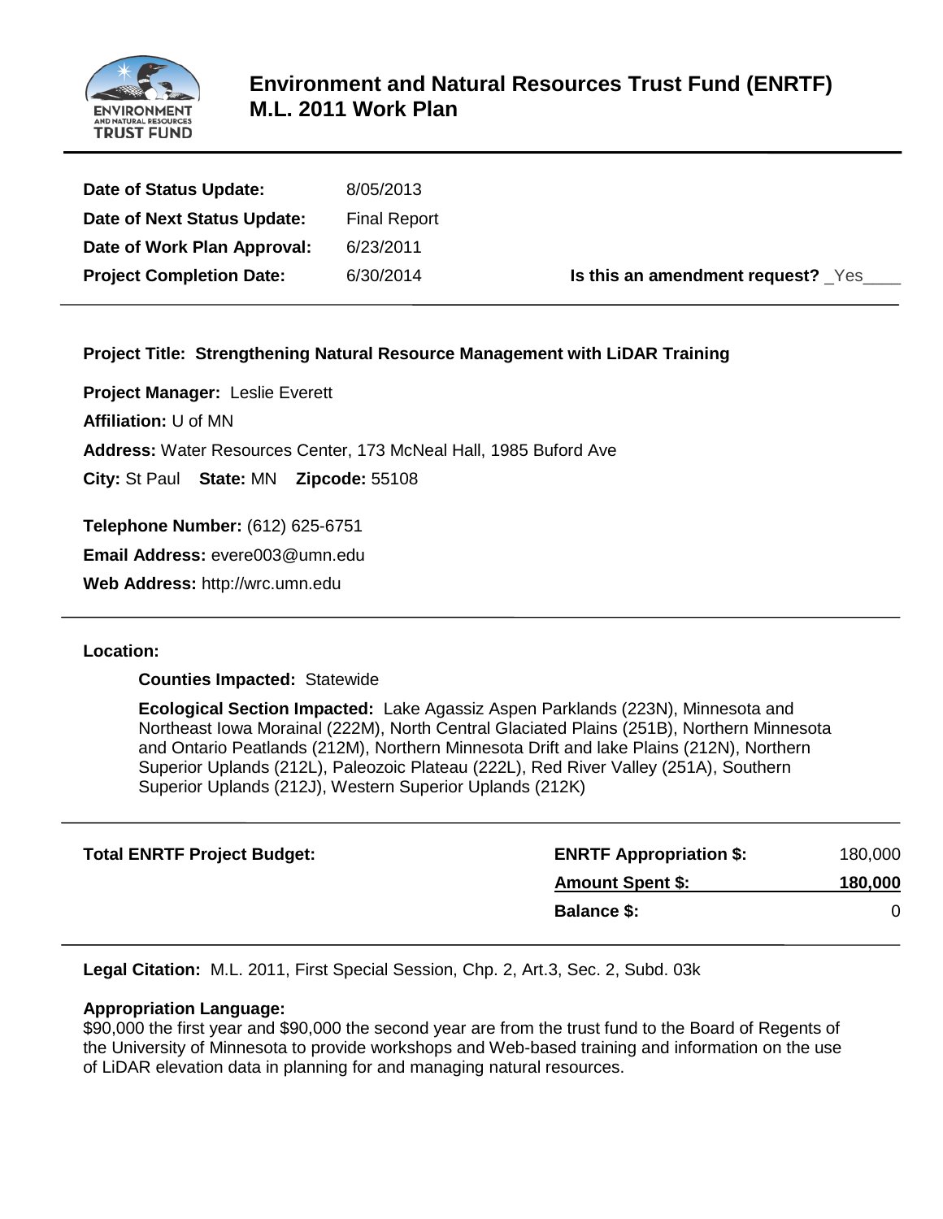# Environment and Natural Resources Trust Fund (ENRTF) M.L. 2011 Work Plan

| | | |
|---|---|---|
| **Date of Status Update:** | 8/05/2013 | |
| **Date of Next Status Update:** | Final Report | |
| **Date of Work Plan Approval:** | 6/23/2011 | |
| **Project Completion Date:** | 6/30/2014 | **Is this an amendment request?** _Yes____ |

**Project Title: Strengthening Natural Resource Management with LiDAR Training**

**Project Manager:** Leslie Everett

**Affiliation:** U of MN

**Address:** Water Resources Center, 173 McNeal Hall, 1985 Buford Ave

**City:** St Paul **State:** MN **Zipcode:** 55108

**Telephone Number:** (612) 625-6751

**Email Address:** evere003@umn.edu

**Web Address:** http://wrc.umn.edu

**Location:**

**Counties Impacted:** Statewide

**Ecological Section Impacted:** Lake Agassiz Aspen Parklands (223N), Minnesota and Northeast Iowa Morainal (222M), North Central Glaciated Plains (251B), Northern Minnesota and Ontario Peatlands (212M), Northern Minnesota Drift and lake Plains (212N), Northern Superior Uplands (212L), Paleozoic Plateau (222L), Red River Valley (251A), Southern Superior Uplands (212J), Western Superior Uplands (212K)

| **Total ENRTF Project Budget:** | | |
|---|---|---|
| | **ENRTF Appropriation $:** | 180,000 |
| | **Amount Spent $:** | **180,000** |
| | **Balance $:** | 0 |

**Legal Citation:** M.L. 2011, First Special Session, Chp. 2, Art.3, Sec. 2, Subd. 03k

**Appropriation Language:**
$90,000 the first year and $90,000 the second year are from the trust fund to the Board of Regents of the University of Minnesota to provide workshops and Web-based training and information on the use of LiDAR elevation data in planning for and managing natural resources.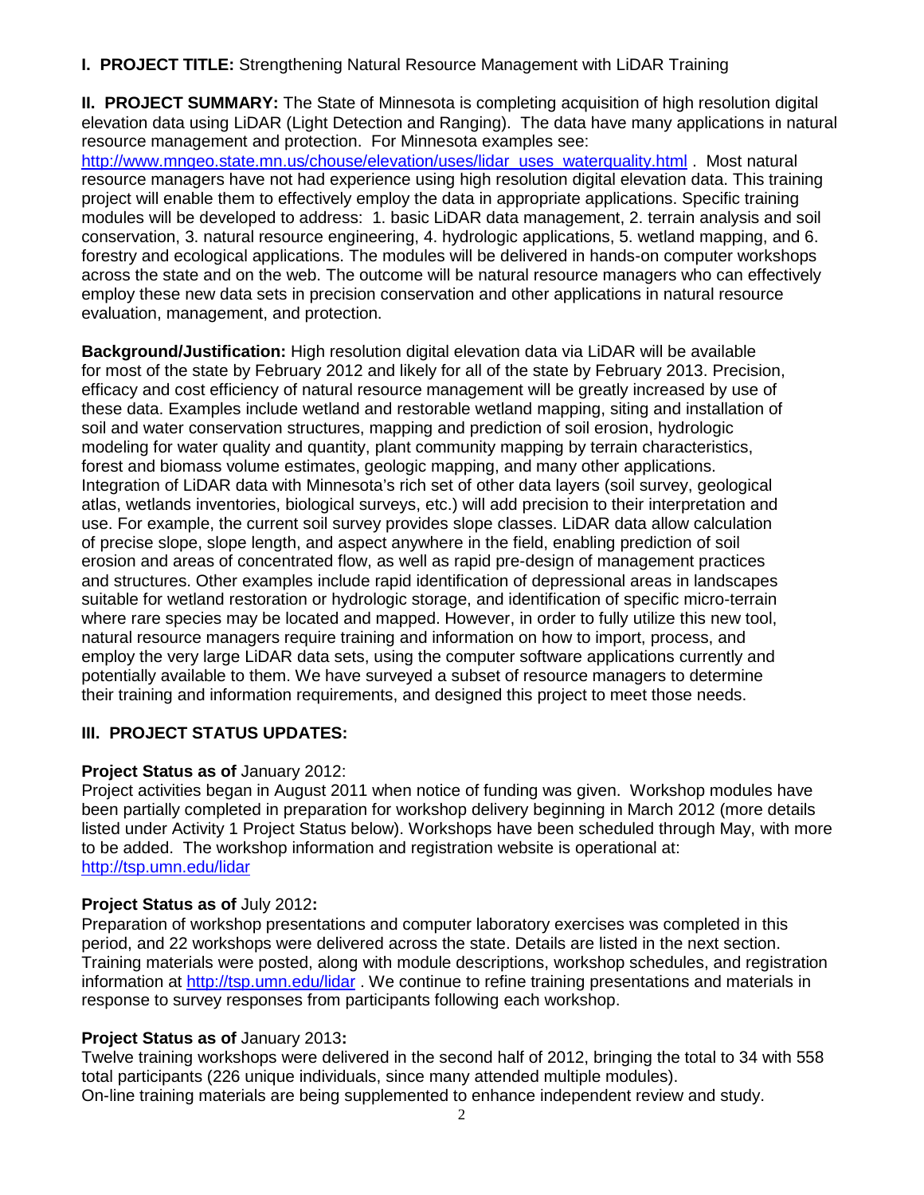**I. PROJECT TITLE:** Strengthening Natural Resource Management with LiDAR Training

**II. PROJECT SUMMARY:** The State of Minnesota is completing acquisition of high resolution digital elevation data using LiDAR (Light Detection and Ranging). The data have many applications in natural resource management and protection. For Minnesota examples see: http://www.mngeo.state.mn.us/chouse/elevation/uses/lidar_uses_waterquality.html . Most natural resource managers have not had experience using high resolution digital elevation data. This training project will enable them to effectively employ the data in appropriate applications. Specific training modules will be developed to address: 1. basic LiDAR data management, 2. terrain analysis and soil conservation, 3. natural resource engineering, 4. hydrologic applications, 5. wetland mapping, and 6. forestry and ecological applications. The modules will be delivered in hands-on computer workshops across the state and on the web. The outcome will be natural resource managers who can effectively employ these new data sets in precision conservation and other applications in natural resource evaluation, management, and protection.

**Background/Justification:** High resolution digital elevation data via LiDAR will be available for most of the state by February 2012 and likely for all of the state by February 2013. Precision, efficacy and cost efficiency of natural resource management will be greatly increased by use of these data. Examples include wetland and restorable wetland mapping, siting and installation of soil and water conservation structures, mapping and prediction of soil erosion, hydrologic modeling for water quality and quantity, plant community mapping by terrain characteristics, forest and biomass volume estimates, geologic mapping, and many other applications. Integration of LiDAR data with Minnesota's rich set of other data layers (soil survey, geological atlas, wetlands inventories, biological surveys, etc.) will add precision to their interpretation and use. For example, the current soil survey provides slope classes. LiDAR data allow calculation of precise slope, slope length, and aspect anywhere in the field, enabling prediction of soil erosion and areas of concentrated flow, as well as rapid pre-design of management practices and structures. Other examples include rapid identification of depressional areas in landscapes suitable for wetland restoration or hydrologic storage, and identification of specific micro-terrain where rare species may be located and mapped. However, in order to fully utilize this new tool, natural resource managers require training and information on how to import, process, and employ the very large LiDAR data sets, using the computer software applications currently and potentially available to them. We have surveyed a subset of resource managers to determine their training and information requirements, and designed this project to meet those needs.

**III. PROJECT STATUS UPDATES:**

**Project Status as of** January 2012:
Project activities began in August 2011 when notice of funding was given. Workshop modules have been partially completed in preparation for workshop delivery beginning in March 2012 (more details listed under Activity 1 Project Status below). Workshops have been scheduled through May, with more to be added. The workshop information and registration website is operational at: http://tsp.umn.edu/lidar

**Project Status as of** July 2012**:**
Preparation of workshop presentations and computer laboratory exercises was completed in this period, and 22 workshops were delivered across the state. Details are listed in the next section. Training materials were posted, along with module descriptions, workshop schedules, and registration information at http://tsp.umn.edu/lidar . We continue to refine training presentations and materials in response to survey responses from participants following each workshop.

**Project Status as of** January 2013**:**
Twelve training workshops were delivered in the second half of 2012, bringing the total to 34 with 558 total participants (226 unique individuals, since many attended multiple modules).
On-line training materials are being supplemented to enhance independent review and study.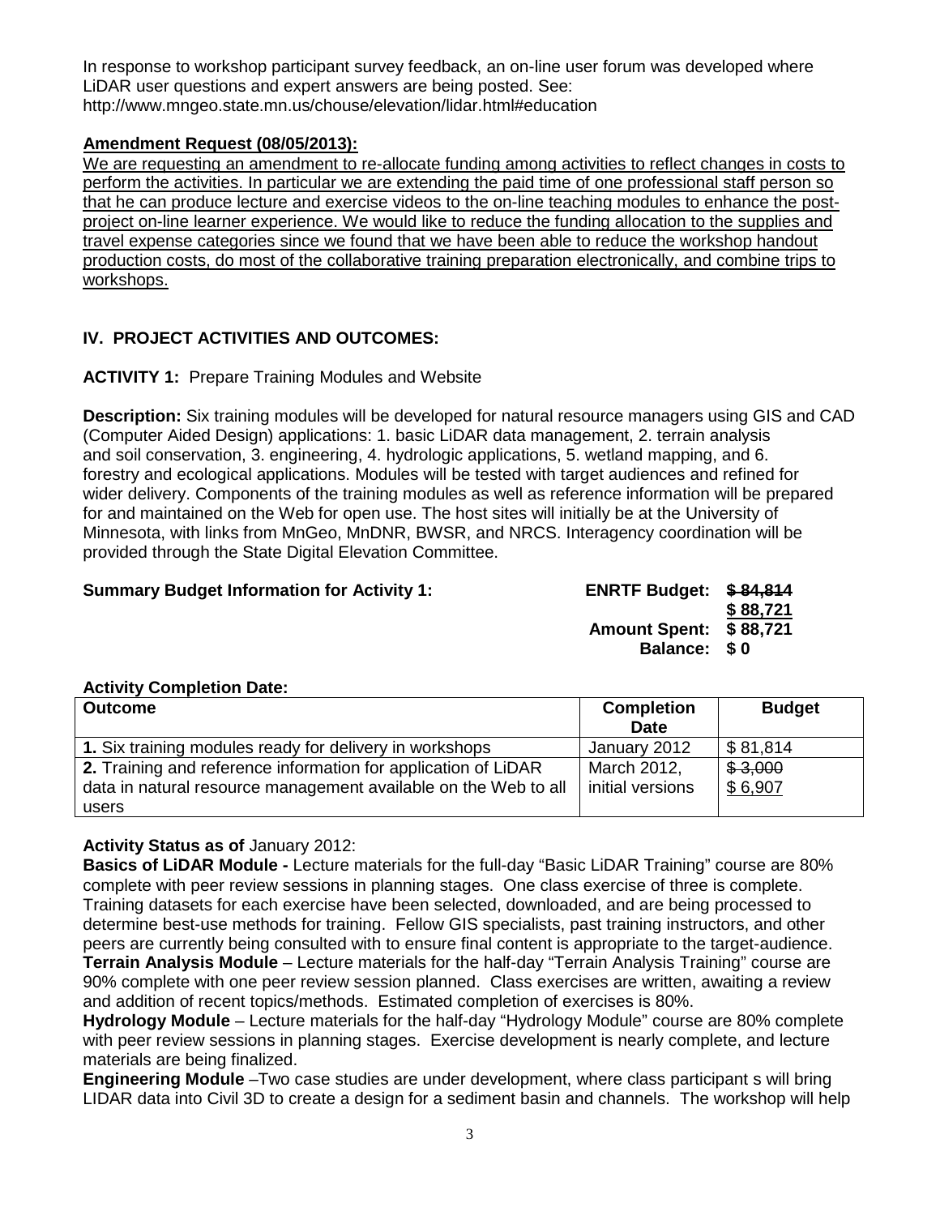In response to workshop participant survey feedback, an on-line user forum was developed where LiDAR user questions and expert answers are being posted. See: http://www.mngeo.state.mn.us/chouse/elevation/lidar.html#education

**Amendment Request (08/05/2013):**

We are requesting an amendment to re-allocate funding among activities to reflect changes in costs to perform the activities. In particular we are extending the paid time of one professional staff person so that he can produce lecture and exercise videos to the on-line teaching modules to enhance the post-project on-line learner experience. We would like to reduce the funding allocation to the supplies and travel expense categories since we found that we have been able to reduce the workshop handout production costs, do most of the collaborative training preparation electronically, and combine trips to workshops.

## IV. PROJECT ACTIVITIES AND OUTCOMES:

**ACTIVITY 1:** Prepare Training Modules and Website

**Description:** Six training modules will be developed for natural resource managers using GIS and CAD (Computer Aided Design) applications: 1. basic LiDAR data management, 2. terrain analysis and soil conservation, 3. engineering, 4. hydrologic applications, 5. wetland mapping, and 6. forestry and ecological applications. Modules will be tested with target audiences and refined for wider delivery. Components of the training modules as well as reference information will be prepared for and maintained on the Web for open use. The host sites will initially be at the University of Minnesota, with links from MnGeo, MnDNR, BWSR, and NRCS. Interagency coordination will be provided through the State Digital Elevation Committee.

**Summary Budget Information for Activity 1:**

**ENRTF Budget:** ~~**$ 84,814**~~ **$ 88,721**
**Amount Spent: $ 88,721**
**Balance: $ 0**

**Activity Completion Date:**

| Outcome | Completion Date | Budget |
|---|---|---|
| **1.** Six training modules ready for delivery in workshops | January 2012 | $ 81,814 |
| **2.** Training and reference information for application of LiDAR data in natural resource management available on the Web to all users | March 2012, initial versions | ~~$ 3,000~~ $ 6,907 |

**Activity Status as of** January 2012:

**Basics of LiDAR Module -** Lecture materials for the full-day "Basic LiDAR Training" course are 80% complete with peer review sessions in planning stages. One class exercise of three is complete. Training datasets for each exercise have been selected, downloaded, and are being processed to determine best-use methods for training. Fellow GIS specialists, past training instructors, and other peers are currently being consulted with to ensure final content is appropriate to the target-audience.
**Terrain Analysis Module** – Lecture materials for the half-day "Terrain Analysis Training" course are 90% complete with one peer review session planned. Class exercises are written, awaiting a review and addition of recent topics/methods. Estimated completion of exercises is 80%.
**Hydrology Module** – Lecture materials for the half-day "Hydrology Module" course are 80% complete with peer review sessions in planning stages. Exercise development is nearly complete, and lecture materials are being finalized.
**Engineering Module** –Two case studies are under development, where class participant s will bring LIDAR data into Civil 3D to create a design for a sediment basin and channels. The workshop will help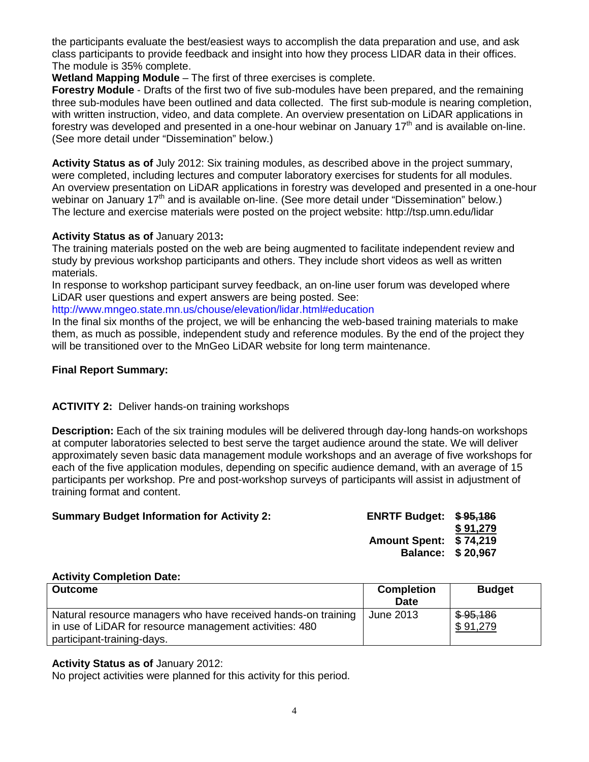the participants evaluate the best/easiest ways to accomplish the data preparation and use, and ask class participants to provide feedback and insight into how they process LIDAR data in their offices. The module is 35% complete.

**Wetland Mapping Module** – The first of three exercises is complete.

**Forestry Module** - Drafts of the first two of five sub-modules have been prepared, and the remaining three sub-modules have been outlined and data collected. The first sub-module is nearing completion, with written instruction, video, and data complete. An overview presentation on LiDAR applications in forestry was developed and presented in a one-hour webinar on January 17th and is available on-line. (See more detail under "Dissemination" below.)

**Activity Status as of** July 2012: Six training modules, as described above in the project summary, were completed, including lectures and computer laboratory exercises for students for all modules. An overview presentation on LiDAR applications in forestry was developed and presented in a one-hour webinar on January 17th and is available on-line. (See more detail under "Dissemination" below.) The lecture and exercise materials were posted on the project website: http://tsp.umn.edu/lidar

**Activity Status as of** January 2013**:**

The training materials posted on the web are being augmented to facilitate independent review and study by previous workshop participants and others. They include short videos as well as written materials.

In response to workshop participant survey feedback, an on-line user forum was developed where LiDAR user questions and expert answers are being posted. See: http://www.mngeo.state.mn.us/chouse/elevation/lidar.html#education

In the final six months of the project, we will be enhancing the web-based training materials to make them, as much as possible, independent study and reference modules. By the end of the project they will be transitioned over to the MnGeo LiDAR website for long term maintenance.

**Final Report Summary:**

**ACTIVITY 2:** Deliver hands-on training workshops

**Description:** Each of the six training modules will be delivered through day-long hands-on workshops at computer laboratories selected to best serve the target audience around the state. We will deliver approximately seven basic data management module workshops and an average of five workshops for each of the five application modules, depending on specific audience demand, with an average of 15 participants per workshop. Pre and post-workshop surveys of participants will assist in adjustment of training format and content.

**Summary Budget Information for Activity 2:** **ENRTF Budget:** ~~$ 95,186~~ $ 91,279
**Amount Spent:** $ 74,219
**Balance:** $ 20,967

**Activity Completion Date:**

| Outcome | Completion Date | Budget |
|---|---|---|
| Natural resource managers who have received hands-on training in use of LiDAR for resource management activities: 480 participant-training-days. | June 2013 | ~~$ 95,186~~ $ 91,279 |

**Activity Status as of** January 2012:

No project activities were planned for this activity for this period.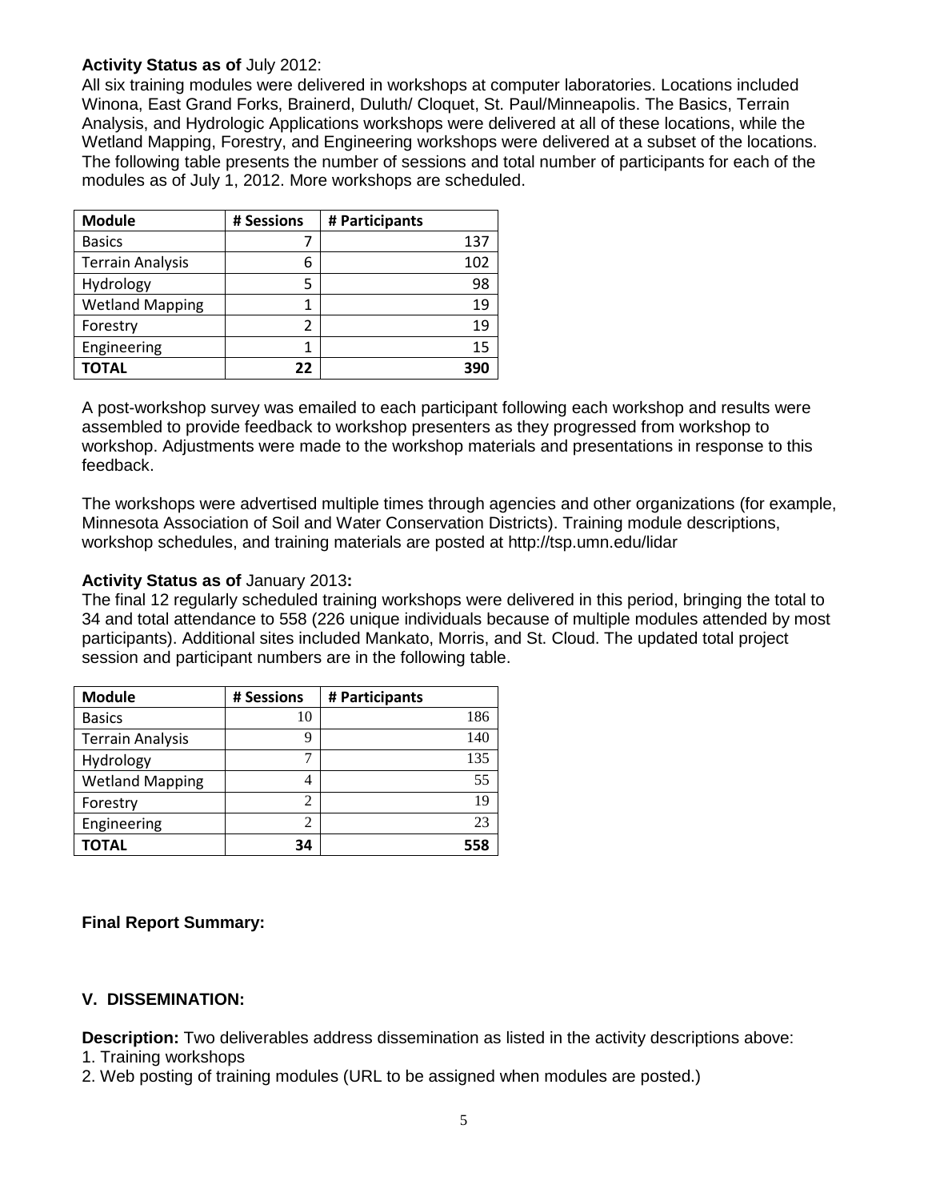**Activity Status as of** July 2012:

All six training modules were delivered in workshops at computer laboratories. Locations included Winona, East Grand Forks, Brainerd, Duluth/ Cloquet, St. Paul/Minneapolis. The Basics, Terrain Analysis, and Hydrologic Applications workshops were delivered at all of these locations, while the Wetland Mapping, Forestry, and Engineering workshops were delivered at a subset of the locations. The following table presents the number of sessions and total number of participants for each of the modules as of July 1, 2012. More workshops are scheduled.

| Module | # Sessions | # Participants |
|---|---|---|
| Basics | 7 | 137 |
| Terrain Analysis | 6 | 102 |
| Hydrology | 5 | 98 |
| Wetland Mapping | 1 | 19 |
| Forestry | 2 | 19 |
| Engineering | 1 | 15 |
| **TOTAL** | **22** | **390** |

A post-workshop survey was emailed to each participant following each workshop and results were assembled to provide feedback to workshop presenters as they progressed from workshop to workshop. Adjustments were made to the workshop materials and presentations in response to this feedback.

The workshops were advertised multiple times through agencies and other organizations (for example, Minnesota Association of Soil and Water Conservation Districts). Training module descriptions, workshop schedules, and training materials are posted at http://tsp.umn.edu/lidar

**Activity Status as of** January 2013**:**

The final 12 regularly scheduled training workshops were delivered in this period, bringing the total to 34 and total attendance to 558 (226 unique individuals because of multiple modules attended by most participants). Additional sites included Mankato, Morris, and St. Cloud. The updated total project session and participant numbers are in the following table.

| Module | # Sessions | # Participants |
|---|---|---|
| Basics | 10 | 186 |
| Terrain Analysis | 9 | 140 |
| Hydrology | 7 | 135 |
| Wetland Mapping | 4 | 55 |
| Forestry | 2 | 19 |
| Engineering | 2 | 23 |
| **TOTAL** | **34** | **558** |

**Final Report Summary:**

## V. DISSEMINATION:

**Description:** Two deliverables address dissemination as listed in the activity descriptions above:

1. Training workshops
2. Web posting of training modules (URL to be assigned when modules are posted.)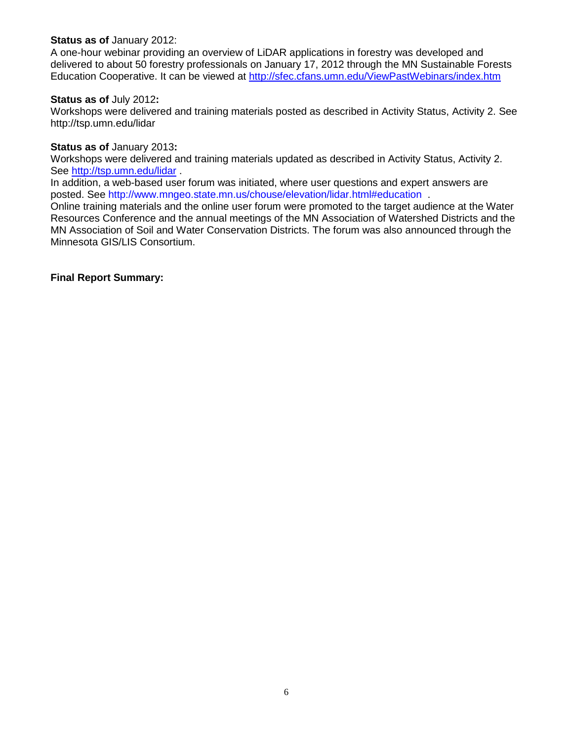**Status as of** January 2012:
A one-hour webinar providing an overview of LiDAR applications in forestry was developed and delivered to about 50 forestry professionals on January 17, 2012 through the MN Sustainable Forests Education Cooperative. It can be viewed at http://sfec.cfans.umn.edu/ViewPastWebinars/index.htm

**Status as of** July 2012**:**
Workshops were delivered and training materials posted as described in Activity Status, Activity 2. See http://tsp.umn.edu/lidar

**Status as of** January 2013**:**
Workshops were delivered and training materials updated as described in Activity Status, Activity 2. See http://tsp.umn.edu/lidar .
In addition, a web-based user forum was initiated, where user questions and expert answers are posted. See http://www.mngeo.state.mn.us/chouse/elevation/lidar.html#education .
Online training materials and the online user forum were promoted to the target audience at the Water Resources Conference and the annual meetings of the MN Association of Watershed Districts and the MN Association of Soil and Water Conservation Districts. The forum was also announced through the Minnesota GIS/LIS Consortium.

**Final Report Summary:**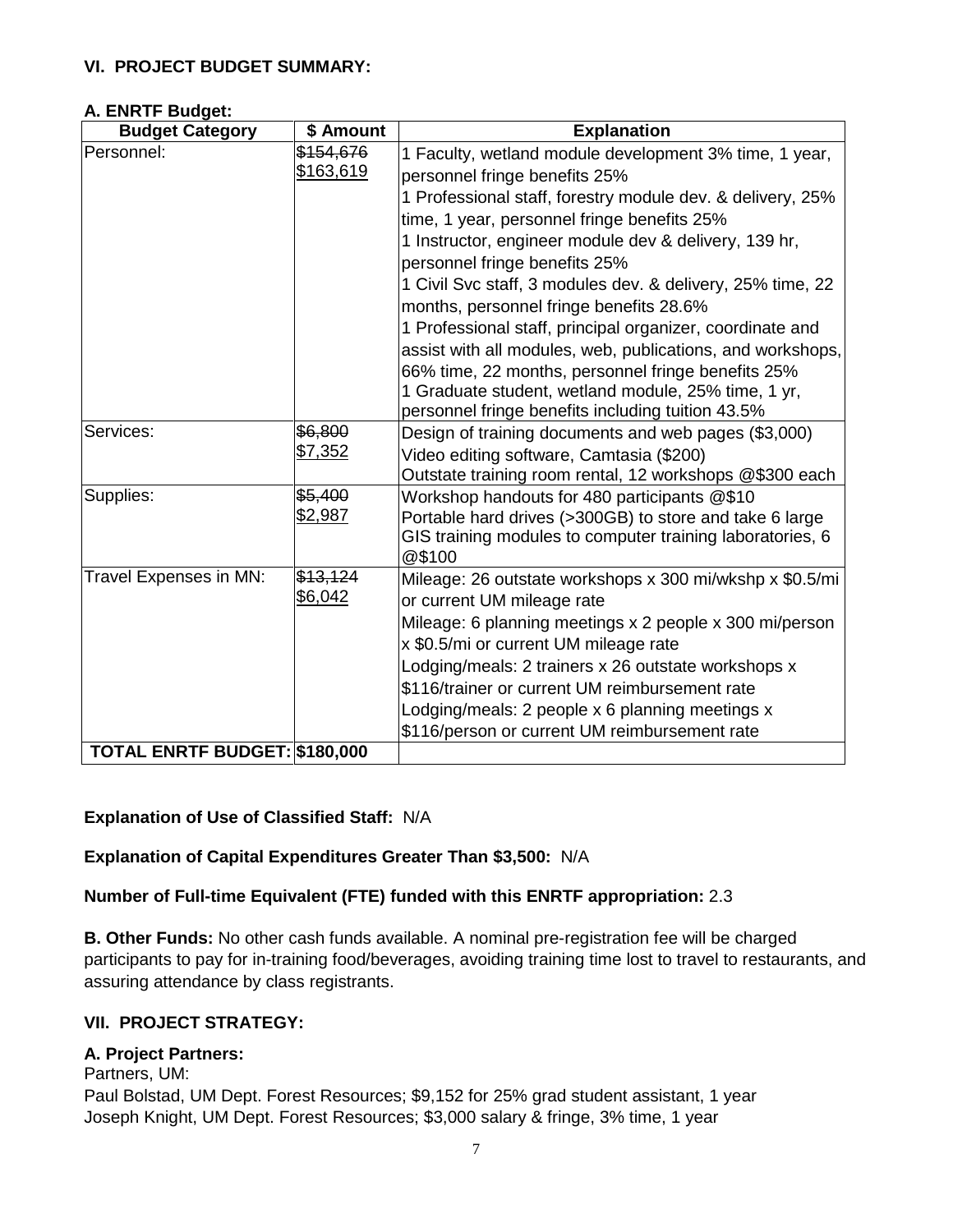### VI. PROJECT BUDGET SUMMARY:

**A. ENRTF Budget:**

| Budget Category | $ Amount | Explanation |
|---|---|---|
| Personnel: | ~~$154,676~~ $163,619 | 1 Faculty, wetland module development 3% time, 1 year, personnel fringe benefits 25%<br>1 Professional staff, forestry module dev. & delivery, 25% time, 1 year, personnel fringe benefits 25%<br>1 Instructor, engineer module dev & delivery, 139 hr, personnel fringe benefits 25%<br>1 Civil Svc staff, 3 modules dev. & delivery, 25% time, 22 months, personnel fringe benefits 28.6%<br>1 Professional staff, principal organizer, coordinate and assist with all modules, web, publications, and workshops, 66% time, 22 months, personnel fringe benefits 25%<br>1 Graduate student, wetland module, 25% time, 1 yr, personnel fringe benefits including tuition 43.5% |
| Services: | ~~$6,800~~ $7,352 | Design of training documents and web pages ($3,000)<br>Video editing software, Camtasia ($200)<br>Outstate training room rental, 12 workshops @$300 each |
| Supplies: | ~~$5,400~~ $2,987 | Workshop handouts for 480 participants @$10<br>Portable hard drives (>300GB) to store and take 6 large GIS training modules to computer training laboratories, 6 @$100 |
| Travel Expenses in MN: | ~~$13,124~~ $6,042 | Mileage: 26 outstate workshops x 300 mi/wkshp x $0.5/mi or current UM mileage rate<br>Mileage: 6 planning meetings x 2 people x 300 mi/person x $0.5/mi or current UM mileage rate<br>Lodging/meals: 2 trainers x 26 outstate workshops x $116/trainer or current UM reimbursement rate<br>Lodging/meals: 2 people x 6 planning meetings x $116/person or current UM reimbursement rate |
| **TOTAL ENRTF BUDGET:** | **$180,000** | |

**Explanation of Use of Classified Staff:** N/A

**Explanation of Capital Expenditures Greater Than $3,500:** N/A

**Number of Full-time Equivalent (FTE) funded with this ENRTF appropriation:** 2.3

**B. Other Funds:** No other cash funds available. A nominal pre-registration fee will be charged participants to pay for in-training food/beverages, avoiding training time lost to travel to restaurants, and assuring attendance by class registrants.

### VII. PROJECT STRATEGY:

**A. Project Partners:**

Partners, UM:
Paul Bolstad, UM Dept. Forest Resources; $9,152 for 25% grad student assistant, 1 year
Joseph Knight, UM Dept. Forest Resources; $3,000 salary & fringe, 3% time, 1 year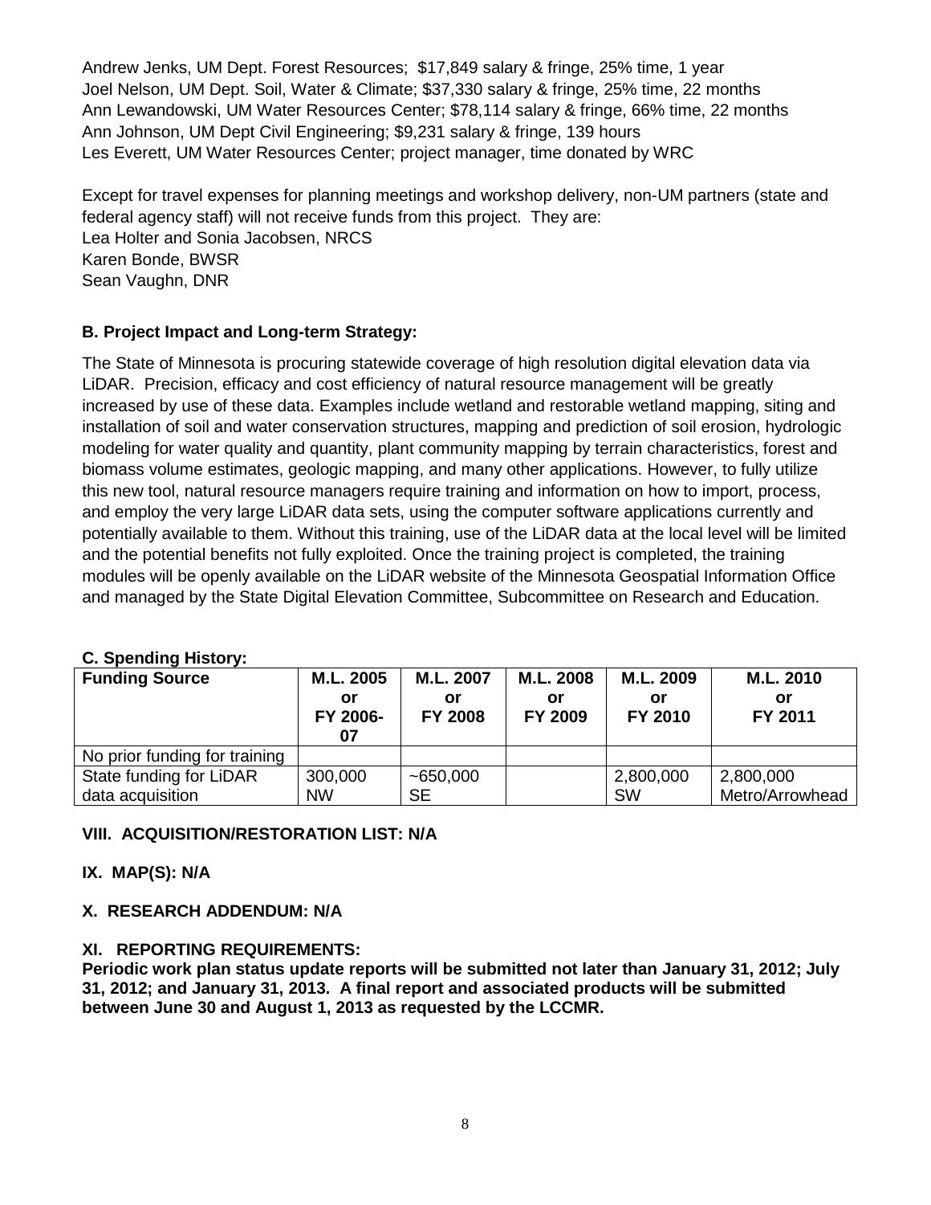Andrew Jenks, UM Dept. Forest Resources; $17,849 salary & fringe, 25% time, 1 year
Joel Nelson, UM Dept. Soil, Water & Climate; $37,330 salary & fringe, 25% time, 22 months
Ann Lewandowski, UM Water Resources Center; $78,114 salary & fringe, 66% time, 22 months
Ann Johnson, UM Dept Civil Engineering; $9,231 salary & fringe, 139 hours
Les Everett, UM Water Resources Center; project manager, time donated by WRC

Except for travel expenses for planning meetings and workshop delivery, non-UM partners (state and federal agency staff) will not receive funds from this project. They are:
Lea Holter and Sonia Jacobsen, NRCS
Karen Bonde, BWSR
Sean Vaughn, DNR

### B. Project Impact and Long-term Strategy:

The State of Minnesota is procuring statewide coverage of high resolution digital elevation data via LiDAR. Precision, efficacy and cost efficiency of natural resource management will be greatly increased by use of these data. Examples include wetland and restorable wetland mapping, siting and installation of soil and water conservation structures, mapping and prediction of soil erosion, hydrologic modeling for water quality and quantity, plant community mapping by terrain characteristics, forest and biomass volume estimates, geologic mapping, and many other applications. However, to fully utilize this new tool, natural resource managers require training and information on how to import, process, and employ the very large LiDAR data sets, using the computer software applications currently and potentially available to them. Without this training, use of the LiDAR data at the local level will be limited and the potential benefits not fully exploited. Once the training project is completed, the training modules will be openly available on the LiDAR website of the Minnesota Geospatial Information Office and managed by the State Digital Elevation Committee, Subcommittee on Research and Education.

### C. Spending History:

| Funding Source | M.L. 2005 or FY 2006-07 | M.L. 2007 or FY 2008 | M.L. 2008 or FY 2009 | M.L. 2009 or FY 2010 | M.L. 2010 or FY 2011 |
|---|---|---|---|---|---|
| No prior funding for training | | | | | |
| State funding for LiDAR data acquisition | 300,000 NW | ~650,000 SE | | 2,800,000 SW | 2,800,000 Metro/Arrowhead |

### VIII. ACQUISITION/RESTORATION LIST: N/A

### IX. MAP(S): N/A

### X. RESEARCH ADDENDUM: N/A

### XI. REPORTING REQUIREMENTS:

**Periodic work plan status update reports will be submitted not later than January 31, 2012; July 31, 2012; and January 31, 2013. A final report and associated products will be submitted between June 30 and August 1, 2013 as requested by the LCCMR.**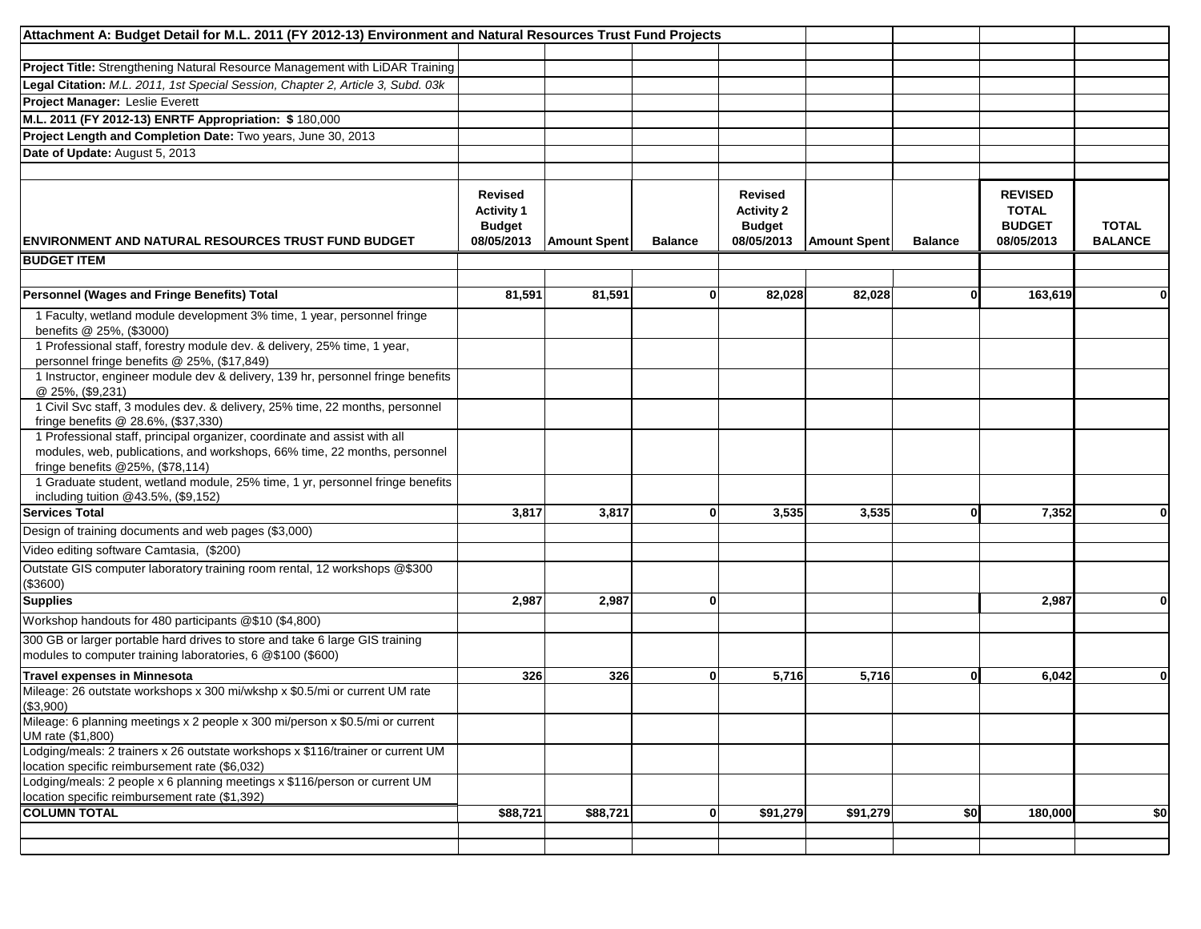**Attachment A: Budget Detail for M.L. 2011 (FY 2012-13) Environment and Natural Resources Trust Fund Projects**

**Project Title:** Strengthening Natural Resource Management with LiDAR Training
**Legal Citation:** *M.L. 2011, 1st Special Session, Chapter 2, Article 3, Subd. 03k*
**Project Manager:** Leslie Everett
**M.L. 2011 (FY 2012-13) ENRTF Appropriation: $** 180,000
**Project Length and Completion Date:** Two years, June 30, 2013
**Date of Update:** August 5, 2013

| ENVIRONMENT AND NATURAL RESOURCES TRUST FUND BUDGET | Revised Activity 1 Budget 08/05/2013 | Amount Spent | Balance | Revised Activity 2 Budget 08/05/2013 | Amount Spent | Balance | REVISED TOTAL BUDGET 08/05/2013 | TOTAL BALANCE |
|---|---|---|---|---|---|---|---|---|
| **BUDGET ITEM** | | | | | | | | |
| **Personnel (Wages and Fringe Benefits) Total** | 81,591 | 81,591 | 0 | 82,028 | 82,028 | 0 | 163,619 | 0 |
| 1 Faculty, wetland module development 3% time, 1 year, personnel fringe benefits @ 25%, ($3000) | | | | | | | | |
| 1 Professional staff, forestry module dev. & delivery, 25% time, 1 year, personnel fringe benefits @ 25%, ($17,849) | | | | | | | | |
| 1 Instructor, engineer module dev & delivery, 139 hr, personnel fringe benefits @ 25%, ($9,231) | | | | | | | | |
| 1 Civil Svc staff, 3 modules dev. & delivery, 25% time, 22 months, personnel fringe benefits @ 28.6%, ($37,330) | | | | | | | | |
| 1 Professional staff, principal organizer, coordinate and assist with all modules, web, publications, and workshops, 66% time, 22 months, personnel fringe benefits @25%, ($78,114) | | | | | | | | |
| 1 Graduate student, wetland module, 25% time, 1 yr, personnel fringe benefits including tuition @43.5%, ($9,152) | | | | | | | | |
| **Services Total** | 3,817 | 3,817 | 0 | 3,535 | 3,535 | 0 | 7,352 | 0 |
| Design of training documents and web pages ($3,000) | | | | | | | | |
| Video editing software Camtasia, ($200) | | | | | | | | |
| Outstate GIS computer laboratory training room rental, 12 workshops @$300 ($3600) | | | | | | | | |
| **Supplies** | 2,987 | 2,987 | 0 | | | | 2,987 | 0 |
| Workshop handouts for 480 participants @$10 ($4,800) | | | | | | | | |
| 300 GB or larger portable hard drives to store and take 6 large GIS training modules to computer training laboratories, 6 @$100 ($600) | | | | | | | | |
| **Travel expenses in Minnesota** | 326 | 326 | 0 | 5,716 | 5,716 | 0 | 6,042 | 0 |
| Mileage: 26 outstate workshops x 300 mi/wkshp x $0.5/mi or current UM rate ($3,900) | | | | | | | | |
| Mileage: 6 planning meetings x 2 people x 300 mi/person x $0.5/mi or current UM rate ($1,800) | | | | | | | | |
| Lodging/meals: 2 trainers x 26 outstate workshops x $116/trainer or current UM location specific reimbursement rate ($6,032) | | | | | | | | |
| Lodging/meals: 2 people x 6 planning meetings x $116/person or current UM location specific reimbursement rate ($1,392) | | | | | | | | |
| **COLUMN TOTAL** | $88,721 | $88,721 | 0 | $91,279 | $91,279 | $0 | 180,000 | $0 |